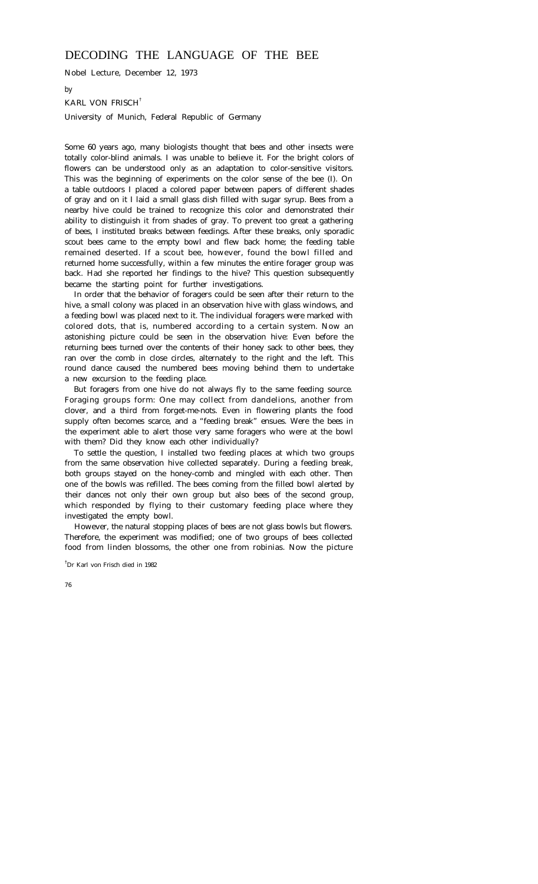# DECODING THE LANGUAGE OF THE BEE

Nobel Lecture, December 12, 1973

by

KARL VON FRISCH[†]

University of Munich, Federal Republic of Germany

Some 60 years ago, many biologists thought that bees and other insects were totally color-blind animals. I was unable to believe it. For the bright colors of flowers can be understood only as an adaptation to color-sensitive visitors. This was the beginning of experiments on the color sense of the bee (l). On a table outdoors I placed a colored paper between papers of different shades of gray and on it I laid a small glass dish filled with sugar syrup. Bees from a nearby hive could be trained to recognize this color and demonstrated their ability to distinguish it from shades of gray. To prevent too great a gathering of bees, I instituted breaks between feedings. After these breaks, only sporadic scout bees came to the empty bowl and flew back home; the feeding table remained deserted. If a scout bee, however, found the bowl filled and returned home successfully, within a few minutes the entire forager group was back. Had she reported her findings to the hive? This question subsequently became the starting point for further investigations.

In order that the behavior of foragers could be seen after their return to the hive, a small colony was placed in an observation hive with glass windows, and a feeding bowl was placed next to it. The individual foragers were marked with colored dots, that is, numbered according to a certain system. Now an astonishing picture could be seen in the observation hive: Even before the returning bees turned over the contents of their honey sack to other bees, they ran over the comb in close circles, alternately to the right and the left. This round dance caused the numbered bees moving behind them to undertake a new excursion to the feeding place.

But foragers from one hive do not always fly to the same feeding source. Foraging groups form: One may collect from dandelions, another from clover, and a third from forget-me-nots. Even in flowering plants the food supply often becomes scarce, and a "feeding break" ensues. Were the bees in the experiment able to alert those very same foragers who were at the bowl with them? Did they know each other individually?

To settle the question, I installed two feeding places at which two groups from the same observation hive collected separately. During a feeding break, both groups stayed on the honey-comb and mingled with each other. Then one of the bowls was refilled. The bees coming from the filled bowl alerted by their dances not only their own group but also bees of the second group, which responded by flying to their customary feeding place where they investigated the empty bowl.

However, the natural stopping places of bees are not glass bowls but flowers. Therefore, the experiment was modified; one of two groups of bees collected food from linden blossoms, the other one from robinias. Now the picture

[†]Dr Karl von Frisch died in 1982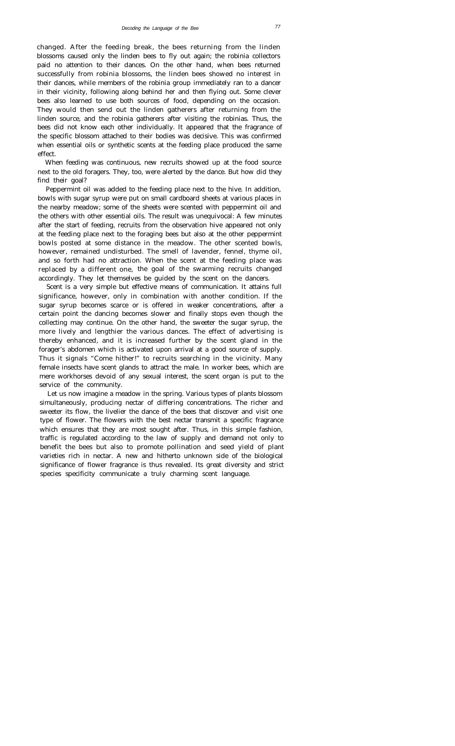changed. After the feeding break, the bees returning from the linden blossoms caused only the linden bees to fly out again; the robinia collectors paid no attention to their dances. On the other hand, when bees returned successfully from robinia blossoms, the linden bees showed no interest in their dances, while members of the robinia group immediately ran to a dancer in their vicinity, following along behind her and then flying out. Some clever bees also learned to use both sources of food, depending on the occasion. They would then send out the linden gatherers after returning from the linden source, and the robinia gatherers after visiting the robinias. Thus, the bees did not know each other individually. It appeared that the fragrance of the specific blossom attached to their bodies was decisive. This was confirmed when essential oils or synthetic scents at the feeding place produced the same effect.

When feeding was continuous, new recruits showed up at the food source next to the old foragers. They, too, were alerted by the dance. But how did they find their goal?

Peppermint oil was added to the feeding place next to the hive. In addition, bowls with sugar syrup were put on small cardboard sheets at various places in the nearby meadow; some of the sheets were scented with peppermint oil and the others with other essential oils. The result was unequivocal: A few minutes after the start of feeding, recruits from the observation hive appeared not only at the feeding place next to the foraging bees but also at the other peppermint bowls posted at some distance in the meadow. The other scented bowls, however, remained undisturbed. The smell of lavender, fennel, thyme oil, and so forth had no attraction. When the scent at the feeding place was replaced by a different one, the goal of the swarming recruits changed accordingly. They let themselves be guided by the scent on the dancers.

Scent is a very simple but effective means of communication. It attains full significance, however, only in combination with another condition. If the sugar syrup becomes scarce or is offered in weaker concentrations, after a certain point the dancing becomes slower and finally stops even though the collecting may continue. On the other hand, the sweeter the sugar syrup, the more lively and lengthier the various dances. The effect of advertising is thereby enhanced, and it is increased further by the scent gland in the forager's abdomen which is activated upon arrival at a good source of supply. Thus it signals "Come hither!" to recruits searching in the vicinity. Many female insects have scent glands to attract the male. In worker bees, which are mere workhorses devoid of any sexual interest, the scent organ is put to the service of the community.

Let us now imagine a meadow in the spring. Various types of plants blossom simultaneously, producing nectar of differing concentrations. The richer and sweeter its flow, the livelier the dance of the bees that discover and visit one type of flower. The flowers with the best nectar transmit a specific fragrance which ensures that they are most sought after. Thus, in this simple fashion, traffic is regulated according to the law of supply and demand not only to benefit the bees but also to promote pollination and seed yield of plant varieties rich in nectar. A new and hitherto unknown side of the biological significance of flower fragrance is thus revealed. Its great diversity and strict species specificity communicate a truly charming scent language.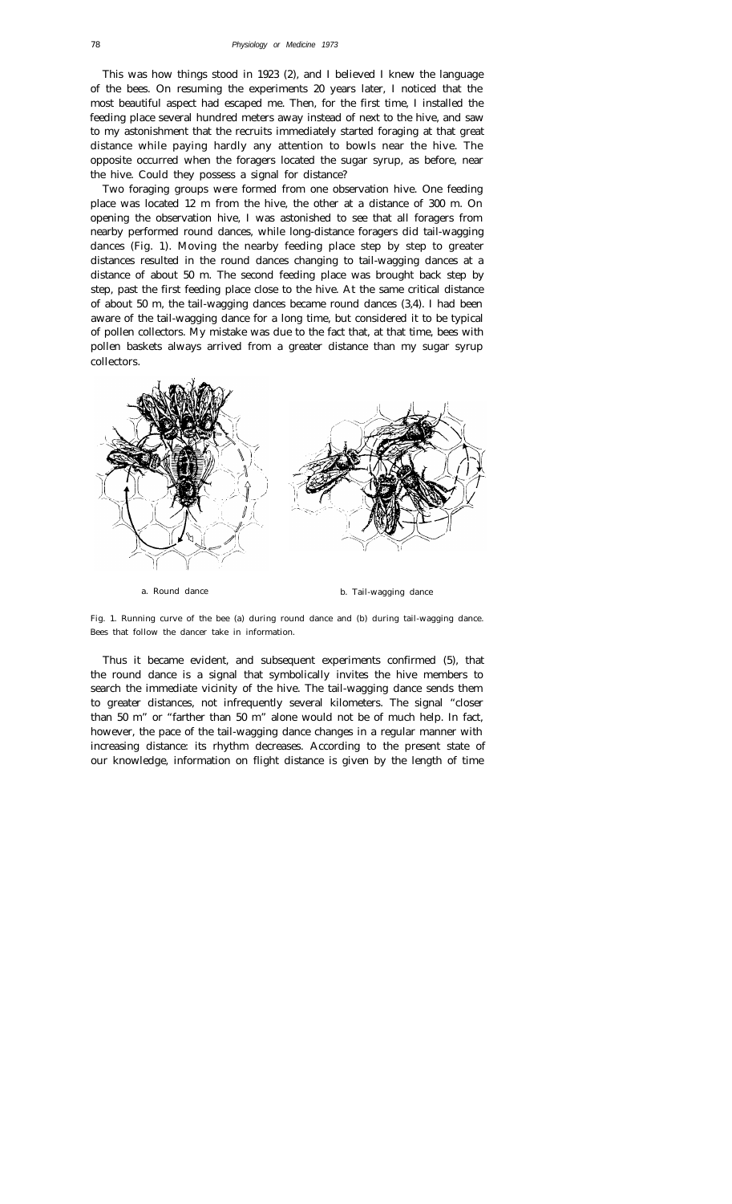This was how things stood in 1923 (2), and I believed I knew the language of the bees. On resuming the experiments 20 years later, I noticed that the most beautiful aspect had escaped me. Then, for the first time, I installed the feeding place several hundred meters away instead of next to the hive, and saw to my astonishment that the recruits immediately started foraging at that great distance while paying hardly any attention to bowls near the hive. The opposite occurred when the foragers located the sugar syrup, as before, near the hive. Could they possess a signal for distance?

Two foraging groups were formed from one observation hive. One feeding place was located 12 m from the hive, the other at a distance of 300 m. On opening the observation hive, I was astonished to see that all foragers from nearby performed round dances, while long-distance foragers did tail-wagging dances (Fig. 1). Moving the nearby feeding place step by step to greater distances resulted in the round dances changing to tail-wagging dances at a distance of about 50 m. The second feeding place was brought back step by step, past the first feeding place close to the hive. At the same critical distance of about 50 m, the tail-wagging dances became round dances (3,4). I had been aware of the tail-wagging dance for a long time, but considered it to be typical of pollen collectors. My mistake was due to the fact that, at that time, bees with pollen baskets always arrived from a greater distance than my sugar syrup collectors.

a. Round dance

b. Tail-wagging dance

Fig. 1. Running curve of the bee (a) during round dance and (b) during tail-wagging dance. Bees that follow the dancer take in information.

Thus it became evident, and subsequent experiments confirmed (5), that the round dance is a signal that symbolically invites the hive members to search the immediate vicinity of the hive. The tail-wagging dance sends them to greater distances, not infrequently several kilometers. The signal "closer than 50 m" or "farther than 50 m" alone would not be of much help. In fact, however, the pace of the tail-wagging dance changes in a regular manner with increasing distance: its rhythm decreases. According to the present state of our knowledge, information on flight distance is given by the length of time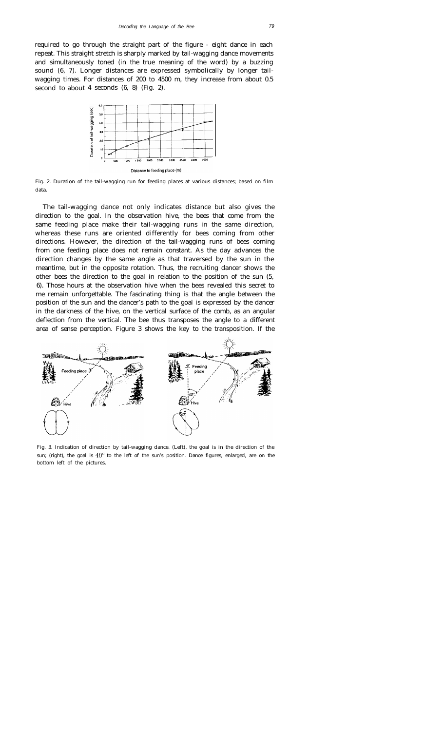required to go through the straight part of the figure - eight dance in each repeat. This straight stretch is sharply marked by tail-wagging dance movements and simultaneously toned (in the true meaning of the word) by a buzzing sound (6, 7). Longer distances are expressed symbolically by longer tail-wagging times. For distances of 200 to 4500 m, they increase from about 0.5 second to about 4 seconds (6, 8) (Fig. 2).

Fig. 2. Duration of the tail-wagging run for feeding places at various distances; based on film data.

The tail-wagging dance not only indicates distance but also gives the direction to the goal. In the observation hive, the bees that come from the same feeding place make their tail-wagging runs in the same direction, whereas these runs are oriented differently for bees coming from other directions. However, the direction of the tail-wagging runs of bees coming from one feeding place does not remain constant. As the day advances the direction changes by the same angle as that traversed by the sun in the meantime, but in the opposite rotation. Thus, the recruiting dancer shows the other bees the direction to the goal in relation to the position of the sun (5, 6). Those hours at the observation hive when the bees revealed this secret to me remain unforgettable. The fascinating thing is that the angle between the position of the sun and the dancer's path to the goal is expressed by the dancer in the darkness of the hive, on the vertical surface of the comb, as an angular deflection from the vertical. The bee thus transposes the angle to a different area of sense perception. Figure 3 shows the key to the transposition. If the

Fig. 3. Indication of direction by tail-wagging dance. (Left), the goal is in the direction of the sun; (right), the goal is $40^{\circ}$ to the left of the sun's position. Dance figures, enlarged, are on the bottom left of the pictures.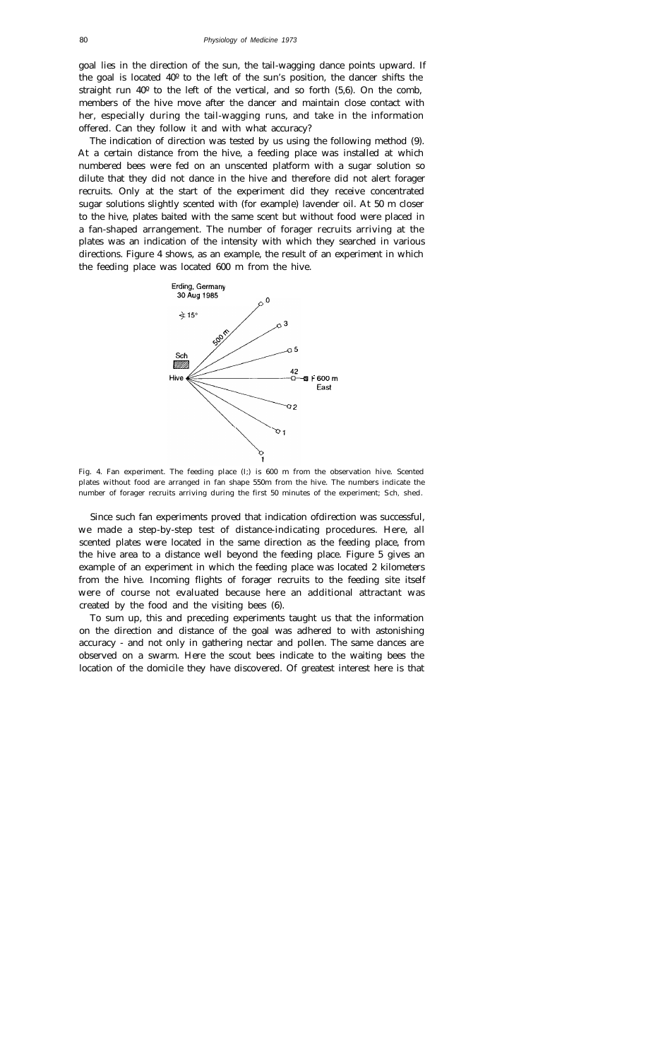goal lies in the direction of the sun, the tail-wagging dance points upward. If the goal is located 40º to the left of the sun's position, the dancer shifts the straight run 40º to the left of the vertical, and so forth (5,6). On the comb, members of the hive move after the dancer and maintain close contact with her, especially during the tail-wagging runs, and take in the information offered. Can they follow it and with what accuracy?

The indication of direction was tested by us using the following method (9). At a certain distance from the hive, a feeding place was installed at which numbered bees were fed on an unscented platform with a sugar solution so dilute that they did not dance in the hive and therefore did not alert forager recruits. Only at the start of the experiment did they receive concentrated sugar solutions slightly scented with (for example) lavender oil. At 50 m closer to the hive, plates baited with the same scent but without food were placed in a fan-shaped arrangement. The number of forager recruits arriving at the plates was an indication of the intensity with which they searched in various directions. Figure 4 shows, as an example, the result of an experiment in which the feeding place was located 600 m from the hive.

Fig. 4. Fan experiment. The feeding place (I;) is 600 m from the observation hive. Scented plates without food are arranged in fan shape 550m from the hive. The numbers indicate the number of forager recruits arriving during the first 50 minutes of the experiment; Sch, shed.

Since such fan experiments proved that indication ofdirection was successful, we made a step-by-step test of distance-indicating procedures. Here, all scented plates were located in the same direction as the feeding place, from the hive area to a distance well beyond the feeding place. Figure 5 gives an example of an experiment in which the feeding place was located 2 kilometers from the hive. Incoming flights of forager recruits to the feeding site itself were of course not evaluated because here an additional attractant was created by the food and the visiting bees (6).

To sum up, this and preceding experiments taught us that the information on the direction and distance of the goal was adhered to with astonishing accuracy - and not only in gathering nectar and pollen. The same dances are observed on a swarm. Here the scout bees indicate to the waiting bees the location of the domicile they have discovered. Of greatest interest here is that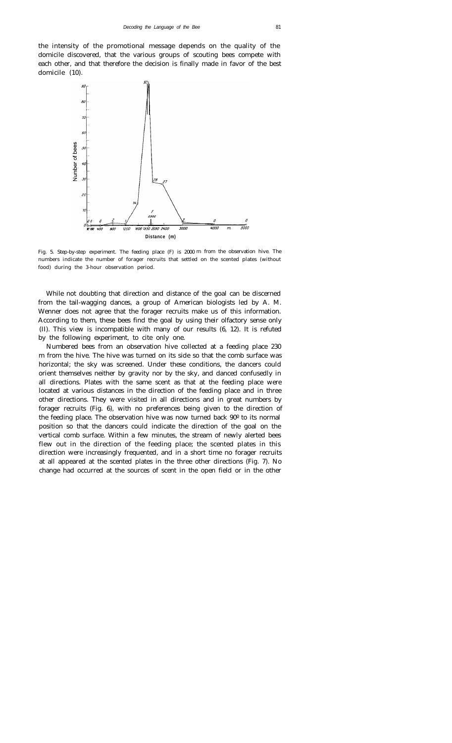the intensity of the promotional message depends on the quality of the domicile discovered, that the various groups of scouting bees compete with each other, and that therefore the decision is finally made in favor of the best domicile (10).

Fig. 5. Step-by-step experiment. The feeding place (F) is 2000 m from the observation hive. The numbers indicate the number of forager recruits that settled on the scented plates (without food) during the 3-hour observation period.

While not doubting that direction and distance of the goal can be discerned from the tail-wagging dances, a group of American biologists led by A. M. Wenner does not agree that the forager recruits make us of this information. According to them, these bees find the goal by using their olfactory sense only (II). This view is incompatible with many of our results (6, 12). It is refuted by the following experiment, to cite only one.

Numbered bees from an observation hive collected at a feeding place 230 m from the hive. The hive was turned on its side so that the comb surface was horizontal; the sky was screened. Under these conditions, the dancers could orient themselves neither by gravity nor by the sky, and danced confusedly in all directions. Plates with the same scent as that at the feeding place were located at various distances in the direction of the feeding place and in three other directions. They were visited in all directions and in great numbers by forager recruits (Fig. 6), with no preferences being given to the direction of the feeding place. The observation hive was now turned back 90º to its normal position so that the dancers could indicate the direction of the goal on the vertical comb surface. Within a few minutes, the stream of newly alerted bees flew out in the direction of the feeding place; the scented plates in this direction were increasingly frequented, and in a short time no forager recruits at all appeared at the scented plates in the three other directions (Fig. 7). No change had occurred at the sources of scent in the open field or in the other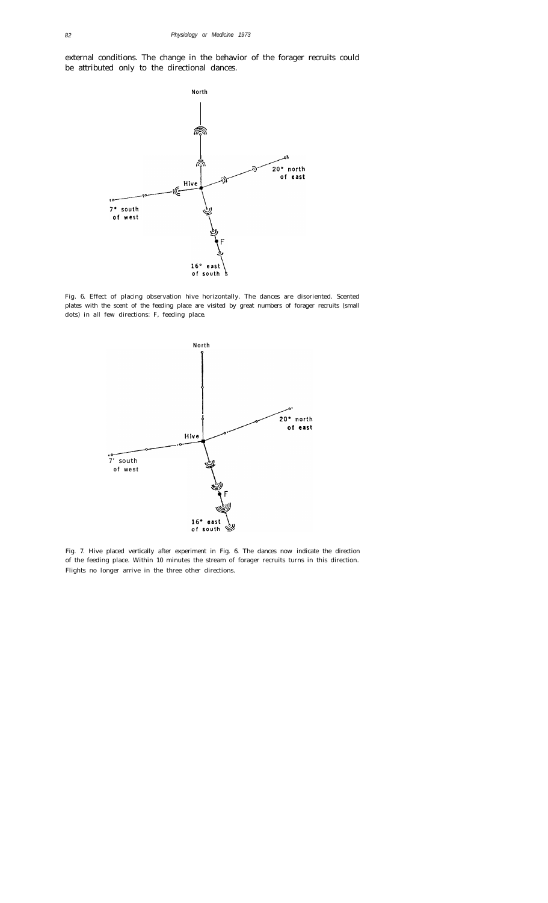external conditions. The change in the behavior of the forager recruits could be attributed only to the directional dances.

Fig. 6. Effect of placing observation hive horizontally. The dances are disoriented. Scented plates with the scent of the feeding place are visited by great numbers of forager recruits (small dots) in all few directions: F, feeding place.

Fig. 7. Hive placed vertically after experiment in Fig. 6. The dances now indicate the direction of the feeding place. Within 10 minutes the stream of forager recruits turns in this direction. Flights no longer arrive in the three other directions.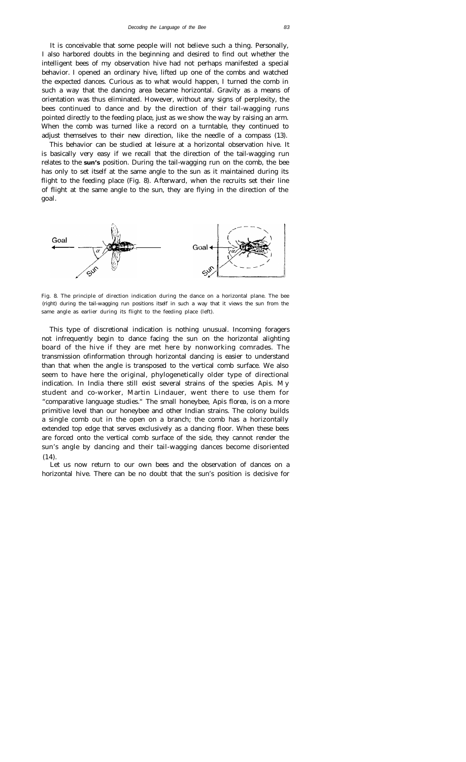It is conceivable that some people will not believe such a thing. Personally, I also harbored doubts in the beginning and desired to find out whether the intelligent bees of my observation hive had not perhaps manifested a special behavior. I opened an ordinary hive, lifted up one of the combs and watched the expected dances. Curious as to what would happen, I turned the comb in such a way that the dancing area became horizontal. Gravity as a means of orientation was thus eliminated. However, without any signs of perplexity, the bees continued to dance and by the direction of their tail-wagging runs pointed directly to the feeding place, just as we show the way by raising an arm. When the comb was turned like a record on a turntable, they continued to adjust themselves to their new direction, like the needle of a compass (13).

This behavior can be studied at leisure at a horizontal observation hive. It is basically very easy if we recall that the direction of the tail-wagging run relates to the **sun's** position. During the tail-wagging run on the comb, the bee has only to set itself at the same angle to the sun as it maintained during its flight to the feeding place (Fig. 8). Afterward, when the recruits set their line of flight at the same angle to the sun, they are flying in the direction of the goal.

Fig. 8. The principle of direction indication during the dance on a horizontal plane. The bee (right) during the tail-wagging run positions itself in such a way that it views the sun from the same angle as earlier during its flight to the feeding place (left).

This type of discretional indication is nothing unusual. Incoming foragers not infrequently begin to dance facing the sun on the horizontal alighting board of the hive if they are met here by nonworking comrades. The transmission ofinformation through horizontal dancing is easier to understand than that when the angle is transposed to the vertical comb surface. We also seem to have here the original, phylogenetically older type of directional indication. In India there still exist several strains of the species Apis. My student and co-worker, Martin Lindauer, went there to use them for "comparative language studies." The small honeybee, *Apis florea*, is on a more primitive level than our honeybee and other Indian strains. The colony builds a single comb out in the open on a branch; the comb has a horizontally extended top edge that serves exclusively as a dancing floor. When these bees are forced onto the vertical comb surface of the side, they cannot render the sun's angle by dancing and their tail-wagging dances become disoriented (14).

Let us now return to our own bees and the observation of dances on a horizontal hive. There can be no doubt that the sun's position is decisive for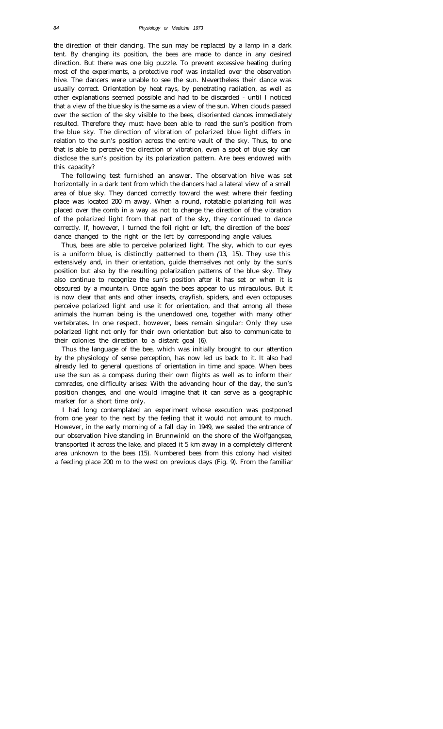the direction of their dancing. The sun may be replaced by a lamp in a dark tent. By changing its position, the bees are made to dance in any desired direction. But there was one big puzzle. To prevent excessive heating during most of the experiments, a protective roof was installed over the observation hive. The dancers were unable to see the sun. Nevertheless their dance was usually correct. Orientation by heat rays, by penetrating radiation, as well as other explanations seemed possible and had to be discarded - until I noticed that a view of the blue sky is the same as a view of the sun. When clouds passed over the section of the sky visible to the bees, disoriented dances immediately resulted. Therefore they must have been able to read the sun's position from the blue sky. The direction of vibration of polarized blue light differs in relation to the sun's position across the entire vault of the sky. Thus, to one that is able to perceive the direction of vibration, even a spot of blue sky can disclose the sun's position by its polarization pattern. Are bees endowed with this capacity?

The following test furnished an answer. The observation hive was set horizontally in a dark tent from which the dancers had a lateral view of a small area of blue sky. They danced correctly toward the west where their feeding place was located 200 m away. When a round, rotatable polarizing foil was placed over the comb in a way as not to change the direction of the vibration of the polarized light from that part of the sky, they continued to dance correctly. If, however, I turned the foil right or left, the direction of the bees' dance changed to the right or the left by corresponding angle values.

Thus, bees are able to perceive polarized light. The sky, which to our eyes is a uniform blue, is distinctly patterned to them (13, 15). They use this extensively and, in their orientation, guide themselves not only by the sun's position but also by the resulting polarization patterns of the blue sky. They also continue to recognize the sun's position after it has set or when it is obscured by a mountain. Once again the bees appear to us miraculous. But it is now clear that ants and other insects, crayfish, spiders, and even octopuses perceive polarized light and use it for orientation, and that among all these animals the human being is the unendowed one, together with many other vertebrates. In one respect, however, bees remain singular: Only they use polarized light not only for their own orientation but also to communicate to their colonies the direction to a distant goal (6).

Thus the language of the bee, which was initially brought to our attention by the physiology of sense perception, has now led us back to it. It also had already led to general questions of orientation in time and space. When bees use the sun as a compass during their own flights as well as to inform their comrades, one difficulty arises: With the advancing hour of the day, the sun's position changes, and one would imagine that it can serve as a geographic marker for a short time only.

I had long contemplated an experiment whose execution was postponed from one year to the next by the feeling that it would not amount to much. However, in the early morning of a fall day in 1949, we sealed the entrance of our observation hive standing in Brunnwinkl on the shore of the Wolfgangsee, transported it across the lake, and placed it 5 km away in a completely different area unknown to the bees (15). Numbered bees from this colony had visited a feeding place 200 m to the west on previous days (Fig. 9). From the familiar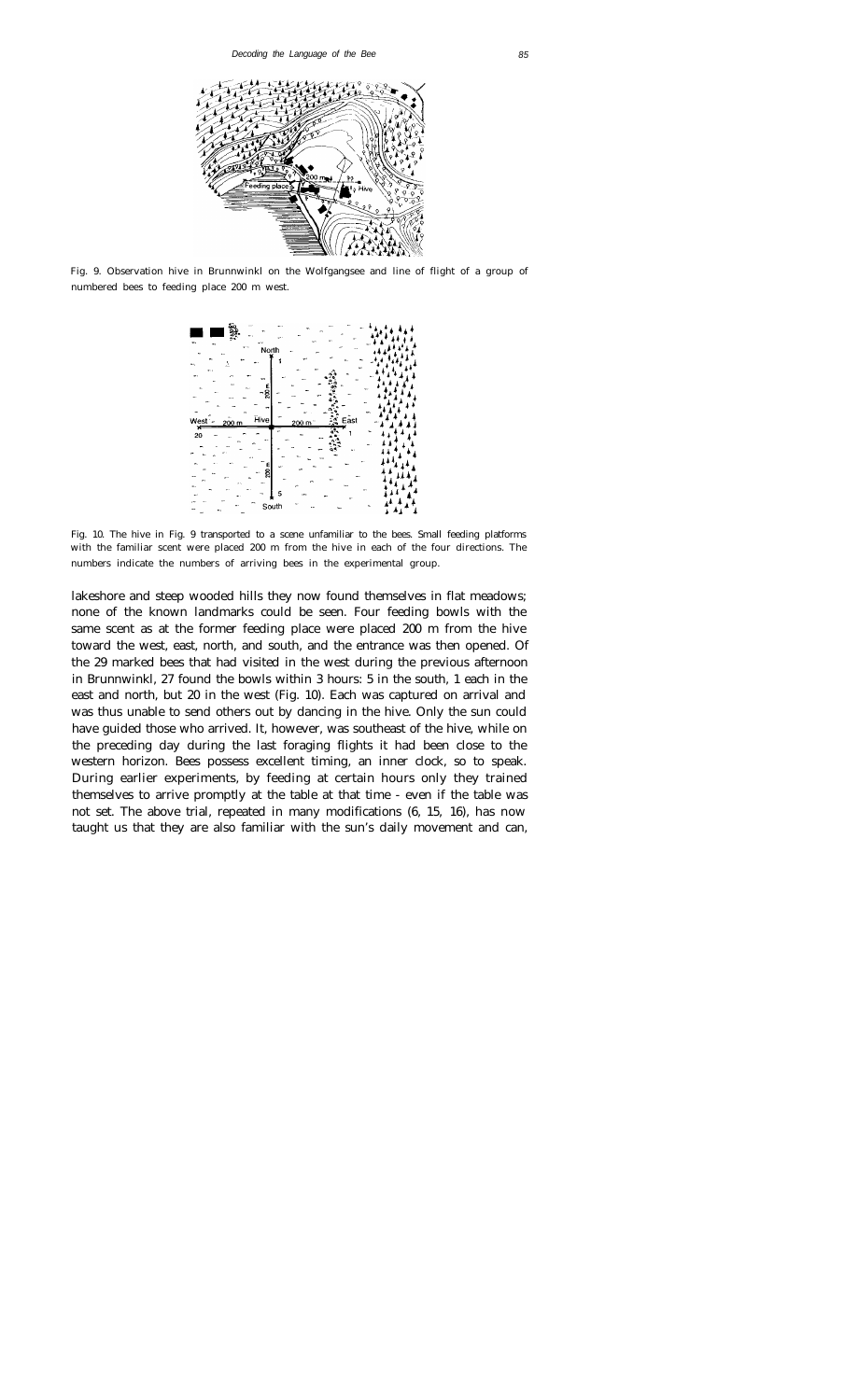Fig. 9. Observation hive in Brunnwinkl on the Wolfgangsee and line of flight of a group of numbered bees to feeding place 200 m west.

Fig. 10. The hive in Fig. 9 transported to a scene unfamiliar to the bees. Small feeding platforms with the familiar scent were placed 200 m from the hive in each of the four directions. The numbers indicate the numbers of arriving bees in the experimental group.

lakeshore and steep wooded hills they now found themselves in flat meadows; none of the known landmarks could be seen. Four feeding bowls with the same scent as at the former feeding place were placed 200 m from the hive toward the west, east, north, and south, and the entrance was then opened. Of the 29 marked bees that had visited in the west during the previous afternoon in Brunnwinkl, 27 found the bowls within 3 hours: 5 in the south, 1 each in the east and north, but 20 in the west (Fig. 10). Each was captured on arrival and was thus unable to send others out by dancing in the hive. Only the sun could have guided those who arrived. It, however, was southeast of the hive, while on the preceding day during the last foraging flights it had been close to the western horizon. Bees possess excellent timing, an inner clock, so to speak. During earlier experiments, by feeding at certain hours only they trained themselves to arrive promptly at the table at that time - even if the table was not set. The above trial, repeated in many modifications (6, 15, 16), has now taught us that they are also familiar with the sun's daily movement and can,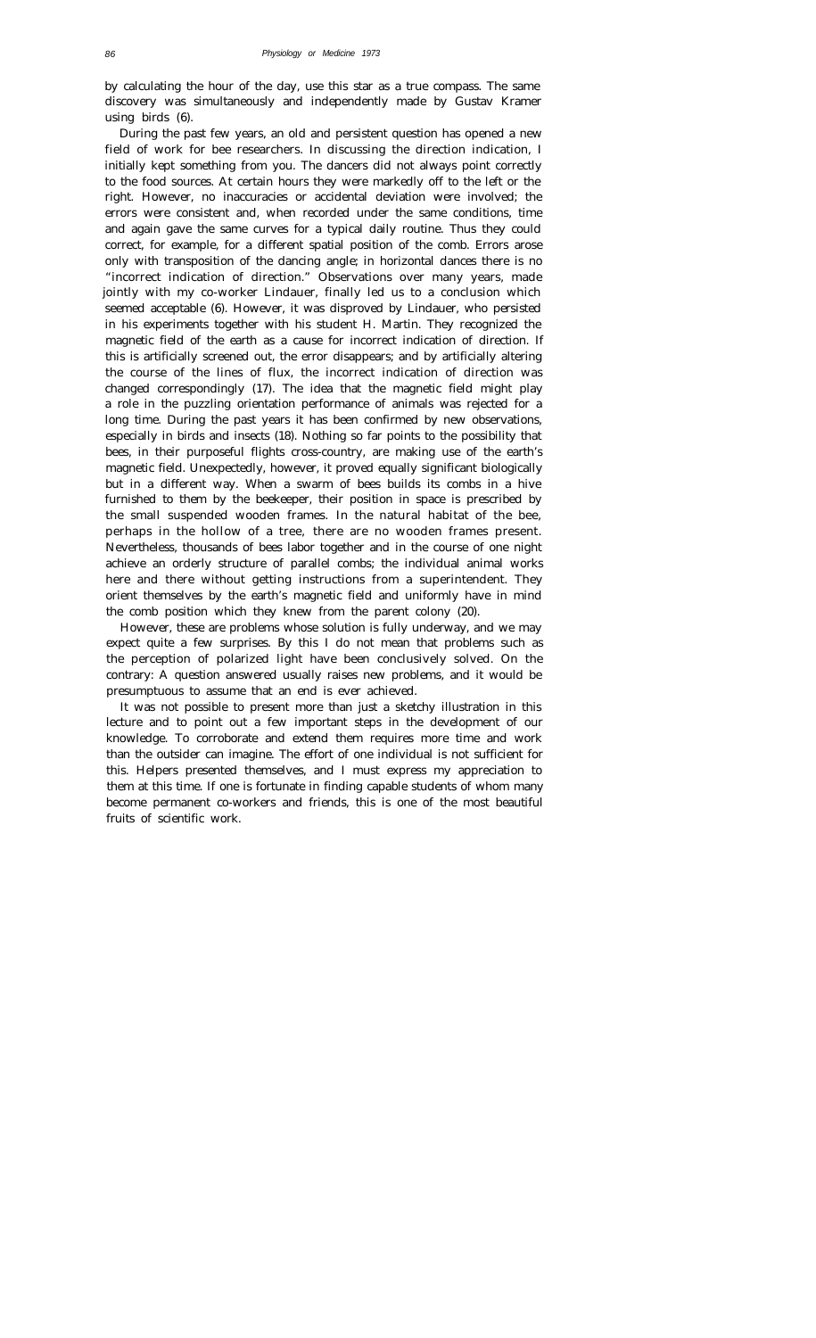by calculating the hour of the day, use this star as a true compass. The same discovery was simultaneously and independently made by Gustav Kramer using birds (6).

During the past few years, an old and persistent question has opened a new field of work for bee researchers. In discussing the direction indication, I initially kept something from you. The dancers did not always point correctly to the food sources. At certain hours they were markedly off to the left or the right. However, no inaccuracies or accidental deviation were involved; the errors were consistent and, when recorded under the same conditions, time and again gave the same curves for a typical daily routine. Thus they could correct, for example, for a different spatial position of the comb. Errors arose only with transposition of the dancing angle; in horizontal dances there is no "incorrect indication of direction." Observations over many years, made jointly with my co-worker Lindauer, finally led us to a conclusion which seemed acceptable (6). However, it was disproved by Lindauer, who persisted in his experiments together with his student H. Martin. They recognized the magnetic field of the earth as a cause for incorrect indication of direction. If this is artificially screened out, the error disappears; and by artificially altering the course of the lines of flux, the incorrect indication of direction was changed correspondingly (17). The idea that the magnetic field might play a role in the puzzling orientation performance of animals was rejected for a long time. During the past years it has been confirmed by new observations, especially in birds and insects (18). Nothing so far points to the possibility that bees, in their purposeful flights cross-country, are making use of the earth's magnetic field. Unexpectedly, however, it proved equally significant biologically but in a different way. When a swarm of bees builds its combs in a hive furnished to them by the beekeeper, their position in space is prescribed by the small suspended wooden frames. In the natural habitat of the bee, perhaps in the hollow of a tree, there are no wooden frames present. Nevertheless, thousands of bees labor together and in the course of one night achieve an orderly structure of parallel combs; the individual animal works here and there without getting instructions from a superintendent. They orient themselves by the earth's magnetic field and uniformly have in mind the comb position which they knew from the parent colony (20).

However, these are problems whose solution is fully underway, and we may expect quite a few surprises. By this I do not mean that problems such as the perception of polarized light have been conclusively solved. On the contrary: A question answered usually raises new problems, and it would be presumptuous to assume that an end is ever achieved.

It was not possible to present more than just a sketchy illustration in this lecture and to point out a few important steps in the development of our knowledge. To corroborate and extend them requires more time and work than the outsider can imagine. The effort of one individual is not sufficient for this. Helpers presented themselves, and I must express my appreciation to them at this time. If one is fortunate in finding capable students of whom many become permanent co-workers and friends, this is one of the most beautiful fruits of scientific work.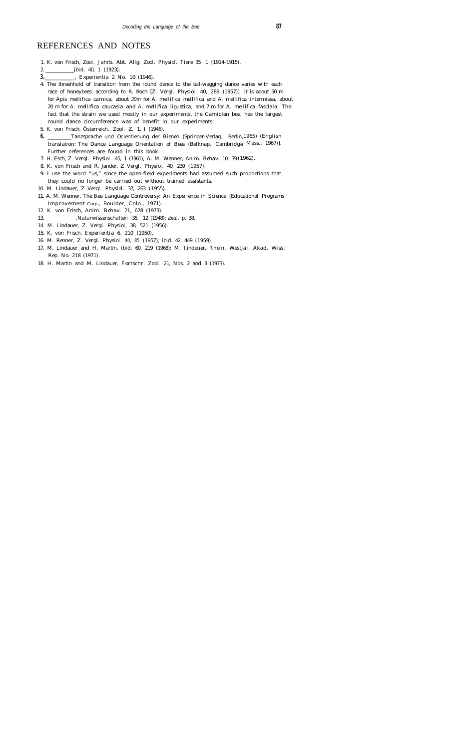# REFERENCES AND NOTES

1. K. von Frisch, Zool. Jahrb. Abt. Allg. Zool. Physiol. Tiere 35, 1 (1914-1915).
2. __________ ibid. 40, 1 (1923).
3. __________, Experientia 2 No. 10 (1946).
4. The threshhold of transition from the round dance to the tail-wagging dance varies with each race of honeybees; according to R. Boch [Z. Vergl. Physiol. 40, 289 (1957)], it is about 50 m for Apis mellifica carnica, about *30m* for A. mellifica mellifica and A. mellifica intermissa, about 20 m for A. mellifica caucasia and A. mellifica ligustica, and 7 m for A. mellifica fasciala. The fact that the strain we used mostly in our experiments, the Carniolan bee, has the largest round dance circumference was of benefit in our experiments.
5. K. von Frisch, Österreich. Zool. Z. 1, I (1946).
6. __________ Tanzsprache und Orientienung der Bienen (Springer-Verlag. Berlin,1965) (English translation: The Dance Language Orientation of Bees (Belknap, Cambridge. Mass., 1967)]. Further references are found in this book.
7. H. Esch, Z. Vergl. Physiol. 45, 1 (1961); A. M. Wenner, Anim. Behav. 10, 79 (1962).
8. K. von Frisch and R. Jander, Z Vergl. Physiol. 40, 239 (1957).
9. I use the word "us," since the open-field experiments had assumed such proportions that they could no longer be carried out without trained assistants.
10. M. I.indauer, Z Vergl. Physiol. 37, 263 (1955).
11. A. M. Wenner, The Bee Language Controversy: An Experience in Science (Educational Programs Improvement Corp., Boulder, Colo., 1971).
12. K. von Frisch, Anim. Behav. 21, 628 (1973).
13. __________ ,Naturwissenschaften 35, 12 (1948): *ibid.,* p. 38.
14. M. Lindauer, Z. Vergl. Physiol, 38, 521 (1956).
15. K. von Frisch, Experientia 6, 210 (1950).
16. M. Renner, Z. Vergl. Physiol. *40, 85* (1957); ibid. 42, 449 (1959).
17. M. Lindauer and H. Martin, ibid. 60, 219 (1968); M. I.indauer, Rhein. Westjäl. Akad. Wiss. Rep. No. 218 (1971).
18. H. Martin and M. Lindauer, Fortschr. Zool. 21, Nos. 2 and 3 (1973).